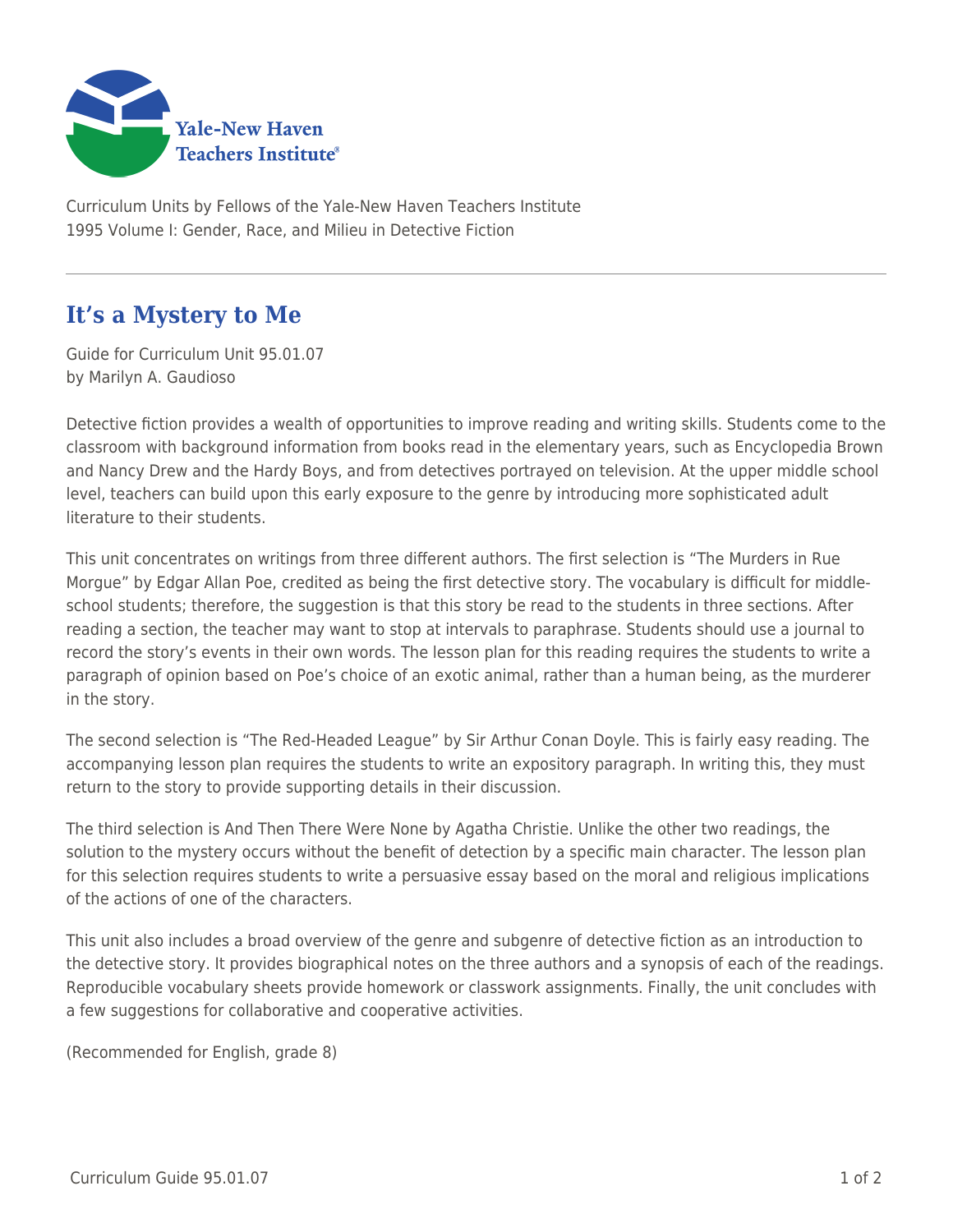Curriculum Units by Fellows of the Yale-New Haven Teachers Institute
1995 Volume I: Gender, Race, and Milieu in Detective Fiction

# It's a Mystery to Me

Guide for Curriculum Unit 95.01.07
by Marilyn A. Gaudioso

Detective fiction provides a wealth of opportunities to improve reading and writing skills. Students come to the classroom with background information from books read in the elementary years, such as Encyclopedia Brown and Nancy Drew and the Hardy Boys, and from detectives portrayed on television. At the upper middle school level, teachers can build upon this early exposure to the genre by introducing more sophisticated adult literature to their students.

This unit concentrates on writings from three different authors. The first selection is "The Murders in Rue Morgue" by Edgar Allan Poe, credited as being the first detective story. The vocabulary is difficult for middle-school students; therefore, the suggestion is that this story be read to the students in three sections. After reading a section, the teacher may want to stop at intervals to paraphrase. Students should use a journal to record the story's events in their own words. The lesson plan for this reading requires the students to write a paragraph of opinion based on Poe's choice of an exotic animal, rather than a human being, as the murderer in the story.

The second selection is "The Red-Headed League" by Sir Arthur Conan Doyle. This is fairly easy reading. The accompanying lesson plan requires the students to write an expository paragraph. In writing this, they must return to the story to provide supporting details in their discussion.

The third selection is And Then There Were None by Agatha Christie. Unlike the other two readings, the solution to the mystery occurs without the benefit of detection by a specific main character. The lesson plan for this selection requires students to write a persuasive essay based on the moral and religious implications of the actions of one of the characters.

This unit also includes a broad overview of the genre and subgenre of detective fiction as an introduction to the detective story. It provides biographical notes on the three authors and a synopsis of each of the readings. Reproducible vocabulary sheets provide homework or classwork assignments. Finally, the unit concludes with a few suggestions for collaborative and cooperative activities.

(Recommended for English, grade 8)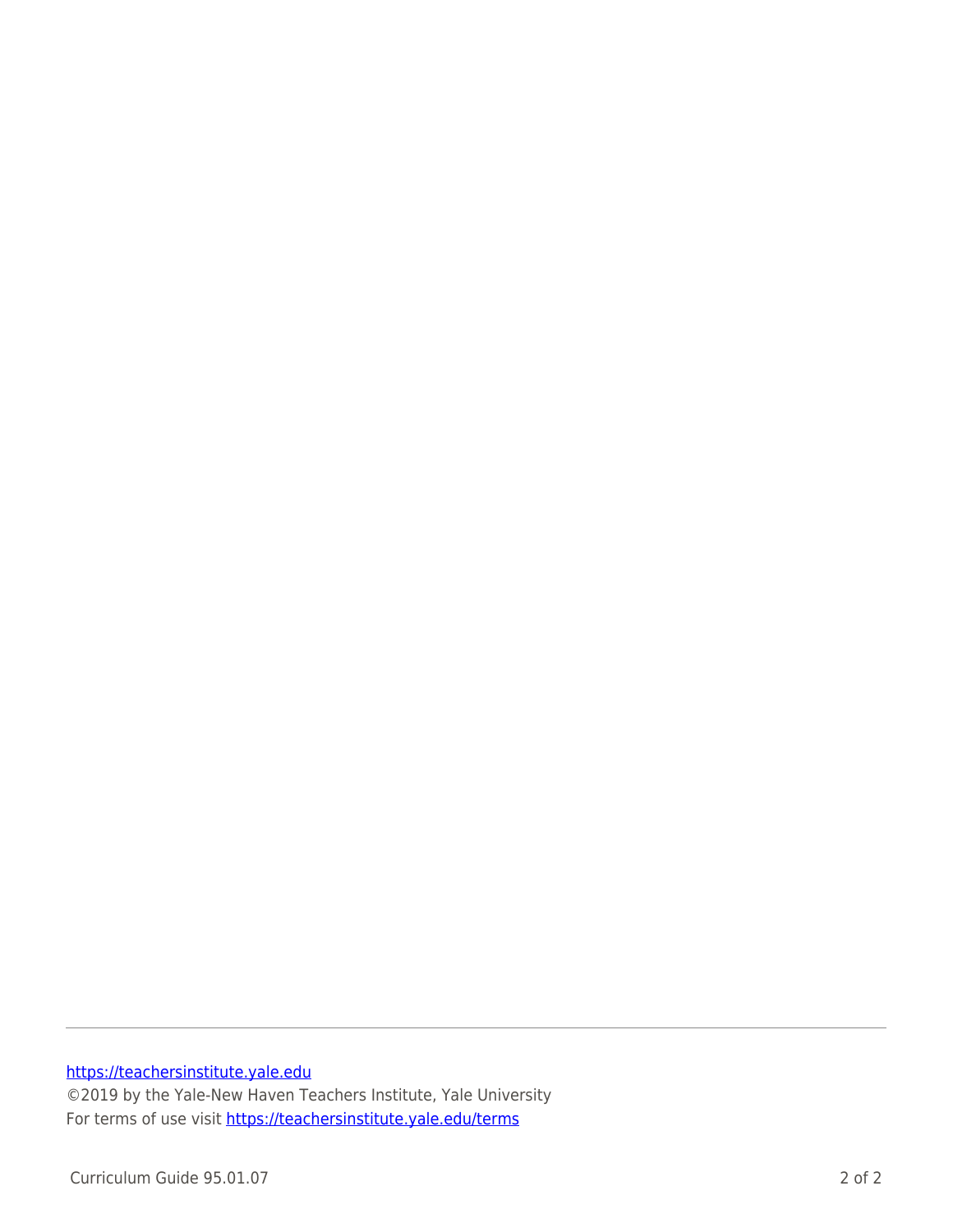https://teachersinstitute.yale.edu
©2019 by the Yale-New Haven Teachers Institute, Yale University
For terms of use visit https://teachersinstitute.yale.edu/terms